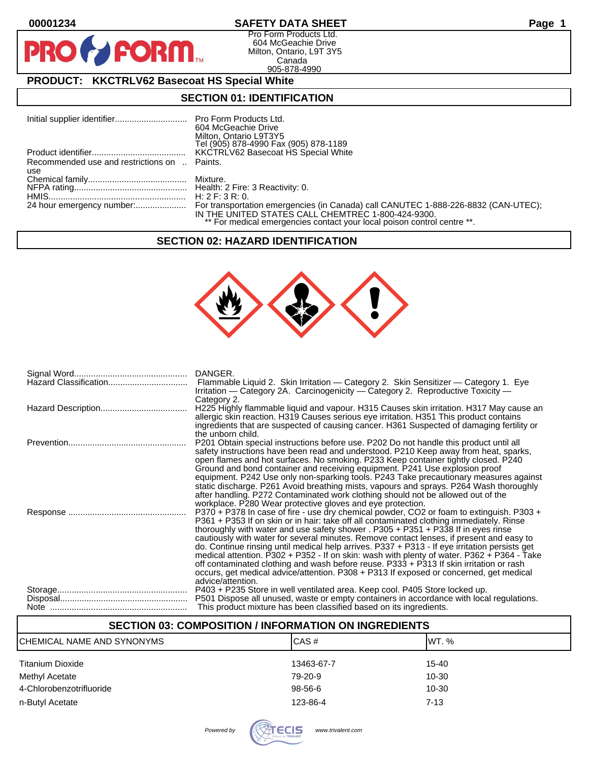00001234

# SAFETY DATA SHEET

Pro Form Products Ltd.
604 McGeachie Drive
Milton, Ontario, L9T 3Y5
Canada
905-878-4990

## PRODUCT: KKCTRLV62 Basecoat HS Special White

## SECTION 01: IDENTIFICATION

| | |
|---|---|
| Initial supplier identifier | Pro Form Products Ltd.<br>604 McGeachie Drive<br>Milton, Ontario L9T3Y5<br>Tel (905) 878-4990 Fax (905) 878-1189 |
| Product identifier | KKCTRLV62 Basecoat HS Special White |
| Recommended use and restrictions on use | Paints. |
| Chemical family | Mixture. |
| NFPA rating | Health: 2 Fire: 3 Reactivity: 0. |
| HMIS | H: 2 F: 3 R: 0. |
| 24 hour emergency number: | For transportation emergencies (in Canada) call CANUTEC 1-888-226-8832 (CAN-UTEC); IN THE UNITED STATES CALL CHEMTREC 1-800-424-9300.<br>** For medical emergencies contact your local poison control centre **. |

## SECTION 02: HAZARD IDENTIFICATION

| | |
|---|---|
| Signal Word | DANGER. |
| Hazard Classification | Flammable Liquid 2. Skin Irritation — Category 2. Skin Sensitizer — Category 1. Eye Irritation — Category 2A. Carcinogenicity — Category 2. Reproductive Toxicity — Category 2. |
| Hazard Description | H225 Highly flammable liquid and vapour. H315 Causes skin irritation. H317 May cause an allergic skin reaction. H319 Causes serious eye irritation. H351 This product contains ingredients that are suspected of causing cancer. H361 Suspected of damaging fertility or the unborn child. |
| Prevention | P201 Obtain special instructions before use. P202 Do not handle this product until all safety instructions have been read and understood. P210 Keep away from heat, sparks, open flames and hot surfaces. No smoking. P233 Keep container tightly closed. P240 Ground and bond container and receiving equipment. P241 Use explosion proof equipment. P242 Use only non-sparking tools. P243 Take precautionary measures against static discharge. P261 Avoid breathing mists, vapours and sprays. P264 Wash thoroughly after handling. P272 Contaminated work clothing should not be allowed out of the workplace. P280 Wear protective gloves and eye protection. |
| Response | P370 + P378 In case of fire - use dry chemical powder, CO2 or foam to extinguish. P303 + P361 + P353 If on skin or in hair: take off all contaminated clothing immediately. Rinse thoroughly with water and use safety shower . P305 + P351 + P338 If in eyes rinse cautiously with water for several minutes. Remove contact lenses, if present and easy to do. Continue rinsing until medical help arrives. P337 + P313 - If eye irritation persists get medical attention. P302 + P352 - If on skin: wash with plenty of water. P362 + P364 - Take off contaminated clothing and wash before reuse. P333 + P313 If skin irritation or rash occurs, get medical advice/attention. P308 + P313 If exposed or concerned, get medical advice/attention. |
| Storage | P403 + P235 Store in well ventilated area. Keep cool. P405 Store locked up. |
| Disposal | P501 Dispose all unused, waste or empty containers in accordance with local regulations. |
| Note | This product mixture has been classified based on its ingredients. |

## SECTION 03: COMPOSITION / INFORMATION ON INGREDIENTS

| CHEMICAL NAME AND SYNONYMS | CAS # | WT. % |
|---|---|---|
| Titanium Dioxide | 13463-67-7 | 15-40 |
| Methyl Acetate | 79-20-9 | 10-30 |
| 4-Chlorobenzotrifluoride | 98-56-6 | 10-30 |
| n-Butyl Acetate | 123-86-4 | 7-13 |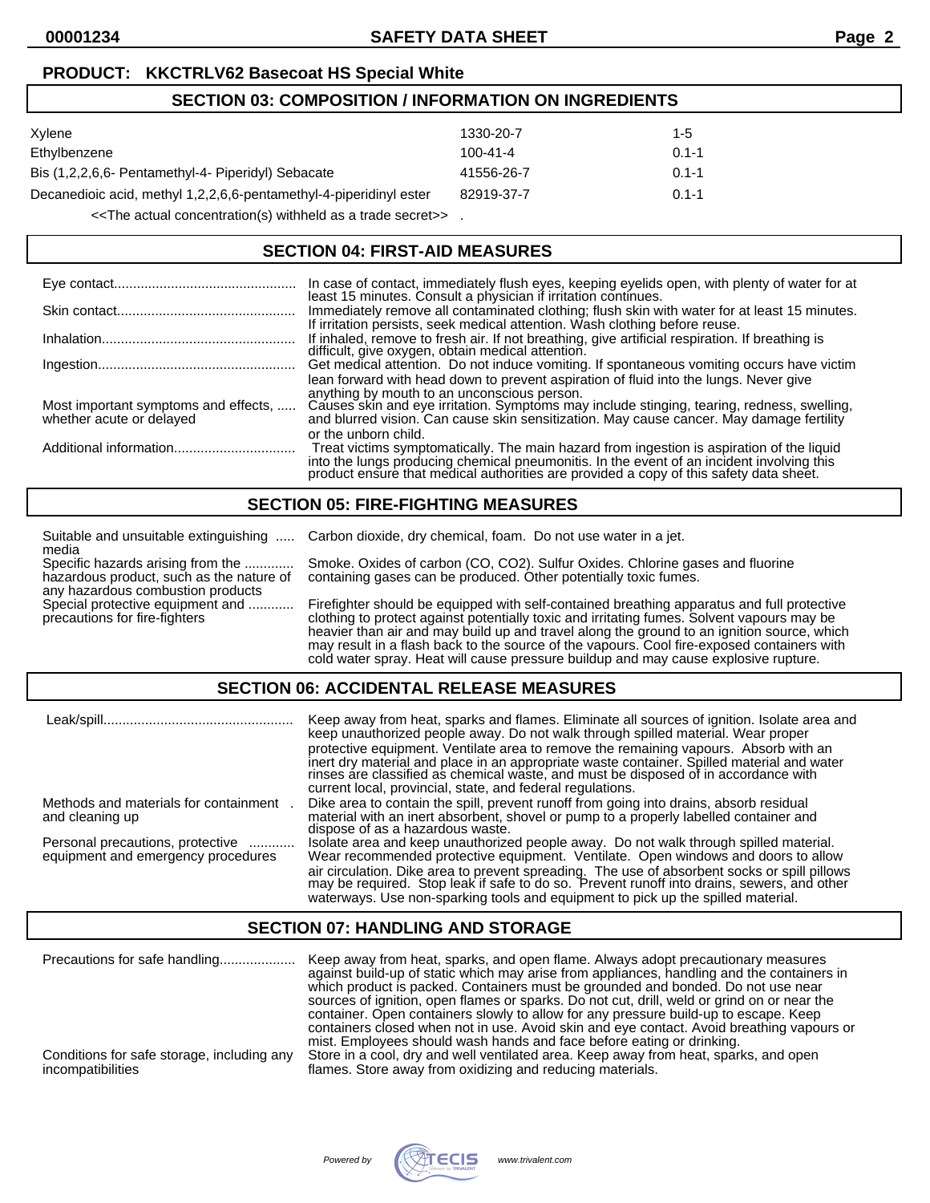**PRODUCT: KKCTRLV62 Basecoat HS Special White**

## SECTION 03: COMPOSITION / INFORMATION ON INGREDIENTS

| Ingredient | CAS | % |
|---|---|---|
| Xylene | 1330-20-7 | 1-5 |
| Ethylbenzene | 100-41-4 | 0.1-1 |
| Bis (1,2,2,6,6- Pentamethyl-4- Piperidyl) Sebacate | 41556-26-7 | 0.1-1 |
| Decanedioic acid, methyl 1,2,2,6,6-pentamethyl-4-piperidinyl ester | 82919-37-7 | 0.1-1 |

<<The actual concentration(s) withheld as a trade secret>> .

## SECTION 04: FIRST-AID MEASURES

**Eye contact:** In case of contact, immediately flush eyes, keeping eyelids open, with plenty of water for at least 15 minutes. Consult a physician if irritation continues.

**Skin contact:** Immediately remove all contaminated clothing; flush skin with water for at least 15 minutes. If irritation persists, seek medical attention. Wash clothing before reuse.

**Inhalation:** If inhaled, remove to fresh air. If not breathing, give artificial respiration. If breathing is difficult, give oxygen, obtain medical attention.

**Ingestion:** Get medical attention. Do not induce vomiting. If spontaneous vomiting occurs have victim lean forward with head down to prevent aspiration of fluid into the lungs. Never give anything by mouth to an unconscious person.

**Most important symptoms and effects, whether acute or delayed:** Causes skin and eye irritation. Symptoms may include stinging, tearing, redness, swelling, and blurred vision. Can cause skin sensitization. May cause cancer. May damage fertility or the unborn child.

**Additional information:** Treat victims symptomatically. The main hazard from ingestion is aspiration of the liquid into the lungs producing chemical pneumonitis. In the event of an incident involving this product ensure that medical authorities are provided a copy of this safety data sheet.

## SECTION 05: FIRE-FIGHTING MEASURES

**Suitable and unsuitable extinguishing media:** Carbon dioxide, dry chemical, foam. Do not use water in a jet.

**Specific hazards arising from the hazardous product, such as the nature of any hazardous combustion products:** Smoke. Oxides of carbon (CO, $CO_2$). Sulfur Oxides. Chlorine gases and fluorine containing gases can be produced. Other potentially toxic fumes.

**Special protective equipment and precautions for fire-fighters:** Firefighter should be equipped with self-contained breathing apparatus and full protective clothing to protect against potentially toxic and irritating fumes. Solvent vapours may be heavier than air and may build up and travel along the ground to an ignition source, which may result in a flash back to the source of the vapours. Cool fire-exposed containers with cold water spray. Heat will cause pressure buildup and may cause explosive rupture.

## SECTION 06: ACCIDENTAL RELEASE MEASURES

**Leak/spill:** Keep away from heat, sparks and flames. Eliminate all sources of ignition. Isolate area and keep unauthorized people away. Do not walk through spilled material. Wear proper protective equipment. Ventilate area to remove the remaining vapours. Absorb with an inert dry material and place in an appropriate waste container. Spilled material and water rinses are classified as chemical waste, and must be disposed of in accordance with current local, provincial, state, and federal regulations.

**Methods and materials for containment and cleaning up:** Dike area to contain the spill, prevent runoff from going into drains, absorb residual material with an inert absorbent, shovel or pump to a properly labelled container and dispose of as a hazardous waste.

**Personal precautions, protective equipment and emergency procedures:** Isolate area and keep unauthorized people away. Do not walk through spilled material. Wear recommended protective equipment. Ventilate. Open windows and doors to allow air circulation. Dike area to prevent spreading. The use of absorbent socks or spill pillows may be required. Stop leak if safe to do so. Prevent runoff into drains, sewers, and other waterways. Use non-sparking tools and equipment to pick up the spilled material.

## SECTION 07: HANDLING AND STORAGE

**Precautions for safe handling:** Keep away from heat, sparks, and open flame. Always adopt precautionary measures against build-up of static which may arise from appliances, handling and the containers in which product is packed. Containers must be grounded and bonded. Do not use near sources of ignition, open flames or sparks. Do not cut, drill, weld or grind on or near the container. Open containers slowly to allow for any pressure build-up to escape. Keep containers closed when not in use. Avoid skin and eye contact. Avoid breathing vapours or mist. Employees should wash hands and face before eating or drinking.

**Conditions for safe storage, including any incompatibilities:** Store in a cool, dry and well ventilated area. Keep away from heat, sparks, and open flames. Store away from oxidizing and reducing materials.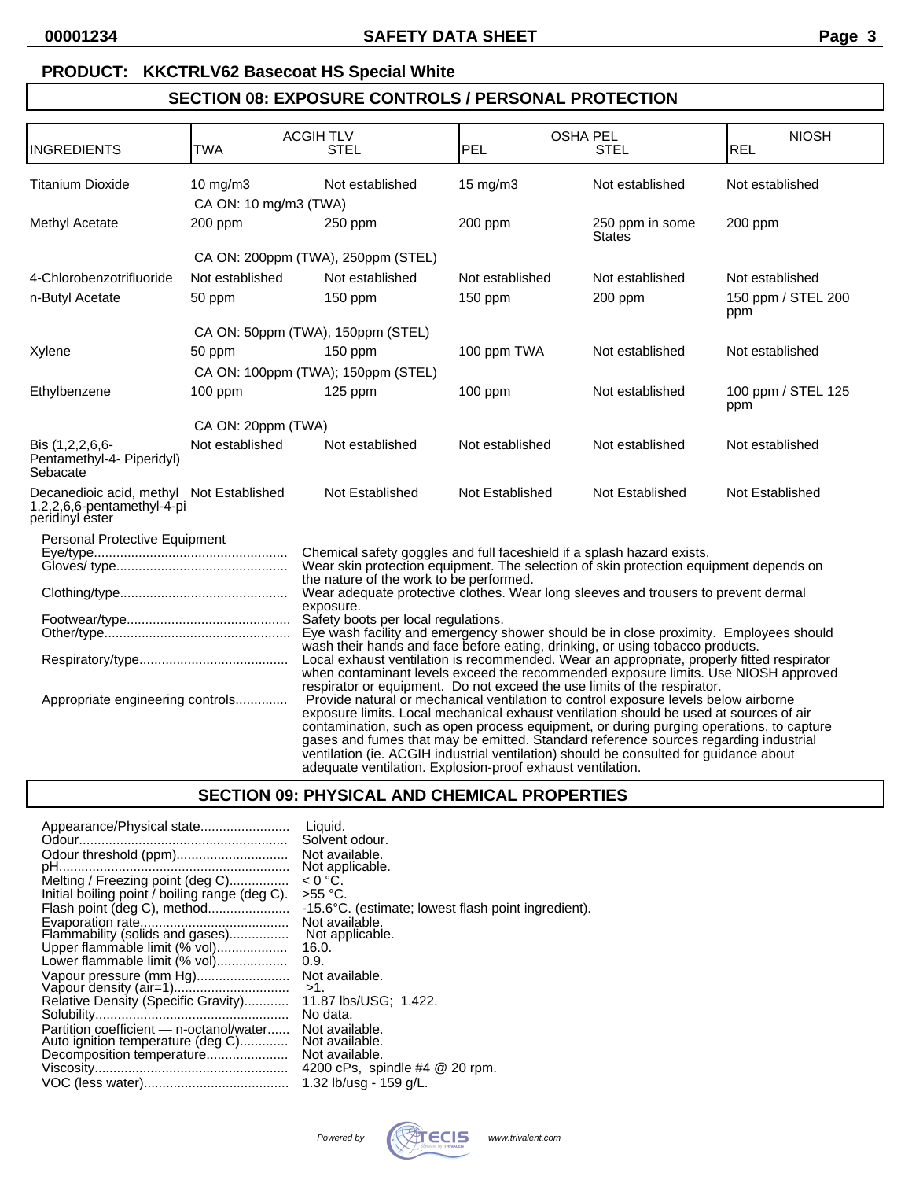**PRODUCT: KKCTRLV62 Basecoat HS Special White**

## SECTION 08: EXPOSURE CONTROLS / PERSONAL PROTECTION

| INGREDIENTS | ACGIH TLV TWA | ACGIH TLV STEL | OSHA PEL PEL | OSHA PEL STEL | NIOSH REL |
|---|---|---|---|---|---|
| Titanium Dioxide | 10 mg/m3<br>CA ON: 10 mg/m3 (TWA) | Not established | 15 mg/m3 | Not established | Not established |
| Methyl Acetate | 200 ppm<br>CA ON: 200ppm (TWA), 250ppm (STEL) | 250 ppm | 200 ppm | 250 ppm in some States | 200 ppm |
| 4-Chlorobenzotrifluoride | Not established | Not established | Not established | Not established | Not established |
| n-Butyl Acetate | 50 ppm<br>CA ON: 50ppm (TWA), 150ppm (STEL) | 150 ppm | 150 ppm | 200 ppm | 150 ppm / STEL 200 ppm |
| Xylene | 50 ppm<br>CA ON: 100ppm (TWA); 150ppm (STEL) | 150 ppm | 100 ppm TWA | Not established | Not established |
| Ethylbenzene | 100 ppm<br>CA ON: 20ppm (TWA) | 125 ppm | 100 ppm | Not established | 100 ppm / STEL 125 ppm |
| Bis (1,2,2,6,6-Pentamethyl-4- Piperidyl) Sebacate | Not established | Not established | Not established | Not established | Not established |
| Decanedioic acid, methyl 1,2,2,6,6-pentamethyl-4-piperidinyl ester | Not Established | Not Established | Not Established | Not Established | Not Established |

Personal Protective Equipment

- Eye/type: Chemical safety goggles and full faceshield if a splash hazard exists.
- Gloves/ type: Wear skin protection equipment. The selection of skin protection equipment depends on the nature of the work to be performed.
- Clothing/type: Wear adequate protective clothes. Wear long sleeves and trousers to prevent dermal exposure.
- Footwear/type: Safety boots per local regulations.
- Other/type: Eye wash facility and emergency shower should be in close proximity. Employees should wash their hands and face before eating, drinking, or using tobacco products.
- Respiratory/type: Local exhaust ventilation is recommended. Wear an appropriate, properly fitted respirator when contaminant levels exceed the recommended exposure limits. Use NIOSH approved respirator or equipment. Do not exceed the use limits of the respirator.
- Appropriate engineering controls: Provide natural or mechanical ventilation to control exposure levels below airborne exposure limits. Local mechanical exhaust ventilation should be used at sources of air contamination, such as open process equipment, or during purging operations, to capture gases and fumes that may be emitted. Standard reference sources regarding industrial ventilation (ie. ACGIH industrial ventilation) should be consulted for guidance about adequate ventilation. Explosion-proof exhaust ventilation.

## SECTION 09: PHYSICAL AND CHEMICAL PROPERTIES

- Appearance/Physical state: Liquid.
- Odour: Solvent odour.
- Odour threshold (ppm): Not available.
- pH: Not applicable.
- Melting / Freezing point (deg C): < 0 °C.
- Initial boiling point / boiling range (deg C): >55 °C.
- Flash point (deg C), method: -15.6°C. (estimate; lowest flash point ingredient).
- Evaporation rate: Not available.
- Flammability (solids and gases): Not applicable.
- Upper flammable limit (% vol): 16.0.
- Lower flammable limit (% vol): 0.9.
- Vapour pressure (mm Hg): Not available.
- Vapour density (air=1): >1.
- Relative Density (Specific Gravity): 11.87 lbs/USG; 1.422.
- Solubility: No data.
- Partition coefficient — n-octanol/water: Not available.
- Auto ignition temperature (deg C): Not available.
- Decomposition temperature: Not available.
- Viscosity: 4200 cPs, spindle #4 @ 20 rpm.
- VOC (less water): 1.32 lb/usg - 159 g/L.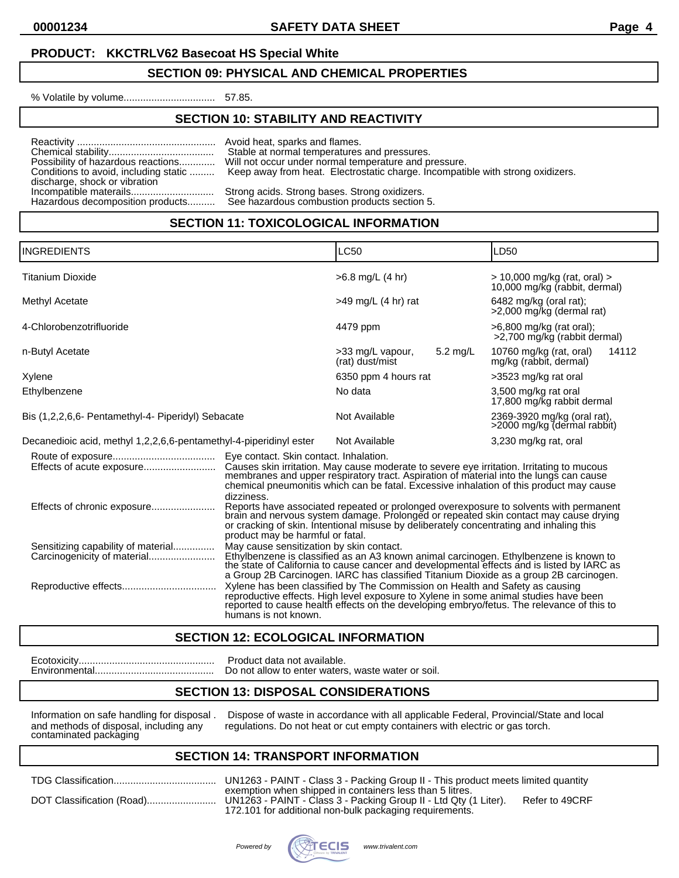**PRODUCT: KKCTRLV62 Basecoat HS Special White**

## SECTION 09: PHYSICAL AND CHEMICAL PROPERTIES

% Volatile by volume................................ 57.85.

## SECTION 10: STABILITY AND REACTIVITY

Reactivity .................................................. Avoid heat, sparks and flames.
Chemical stability...................................... Stable at normal temperatures and pressures.
Possibility of hazardous reactions............. Will not occur under normal temperature and pressure.
Conditions to avoid, including static discharge, shock or vibration ......... Keep away from heat. Electrostatic charge. Incompatible with strong oxidizers.
Incompatible materails.............................. Strong acids. Strong bases. Strong oxidizers.
Hazardous decomposition products.......... See hazardous combustion products section 5.

## SECTION 11: TOXICOLOGICAL INFORMATION

| INGREDIENTS | LC50 | LD50 |
|---|---|---|
| Titanium Dioxide | >6.8 mg/L (4 hr) | > 10,000 mg/kg (rat, oral) > 10,000 mg/kg (rabbit, dermal) |
| Methyl Acetate | >49 mg/L (4 hr) rat | 6482 mg/kg (oral rat); >2,000 mg/kg (dermal rat) |
| 4-Chlorobenzotrifluoride | 4479 ppm | >6,800 mg/kg (rat oral); >2,700 mg/kg (rabbit dermal) |
| n-Butyl Acetate | >33 mg/L vapour, 5.2 mg/L (rat) dust/mist | 10760 mg/kg (rat, oral) 14112 mg/kg (rabbit, dermal) |
| Xylene | 6350 ppm 4 hours rat | >3523 mg/kg rat oral |
| Ethylbenzene | No data | 3,500 mg/kg rat oral 17,800 mg/kg rabbit dermal |
| Bis (1,2,2,6,6- Pentamethyl-4- Piperidyl) Sebacate | Not Available | 2369-3920 mg/kg (oral rat), >2000 mg/kg (dermal rabbit) |
| Decanedioic acid, methyl 1,2,2,6,6-pentamethyl-4-piperidinyl ester | Not Available | 3,230 mg/kg rat, oral |

Route of exposure.................................... Eye contact. Skin contact. Inhalation.
Effects of acute exposure.......................... Causes skin irritation. May cause moderate to severe eye irritation. Irritating to mucous membranes and upper respiratory tract. Aspiration of material into the lungs can cause chemical pneumonitis which can be fatal. Excessive inhalation of this product may cause dizziness.
Effects of chronic exposure....................... Reports have associated repeated or prolonged overexposure to solvents with permanent brain and nervous system damage. Prolonged or repeated skin contact may cause drying or cracking of skin. Intentional misuse by deliberately concentrating and inhaling this product may be harmful or fatal.
Sensitizing capability of material............... May cause sensitization by skin contact.
Carcinogenicity of material........................ Ethylbenzene is classified as an A3 known animal carcinogen. Ethylbenzene is known to the state of California to cause cancer and developmental effects and is listed by IARC as a Group 2B Carcinogen. IARC has classified Titanium Dioxide as a group 2B carcinogen.
Reproductive effects................................. Xylene has been classified by The Commission on Health and Safety as causing reproductive effects. High level exposure to Xylene in some animal studies have been reported to cause health effects on the developing embryo/fetus. The relevance of this to humans is not known.

## SECTION 12: ECOLOGICAL INFORMATION

Ecotoxicity................................................. Product data not available.
Environmental........................................... Do not allow to enter waters, waste water or soil.

## SECTION 13: DISPOSAL CONSIDERATIONS

Information on safe handling for disposal and methods of disposal, including any contaminated packaging . Dispose of waste in accordance with all applicable Federal, Provincial/State and local regulations. Do not heat or cut empty containers with electric or gas torch.

## SECTION 14: TRANSPORT INFORMATION

TDG Classification..................................... UN1263 - PAINT - Class 3 - Packing Group II - This product meets limited quantity exemption when shipped in containers less than 5 litres.
DOT Classification (Road).......................... UN1263 - PAINT - Class 3 - Packing Group II - Ltd Qty (1 Liter). Refer to 49CRF 172.101 for additional non-bulk packaging requirements.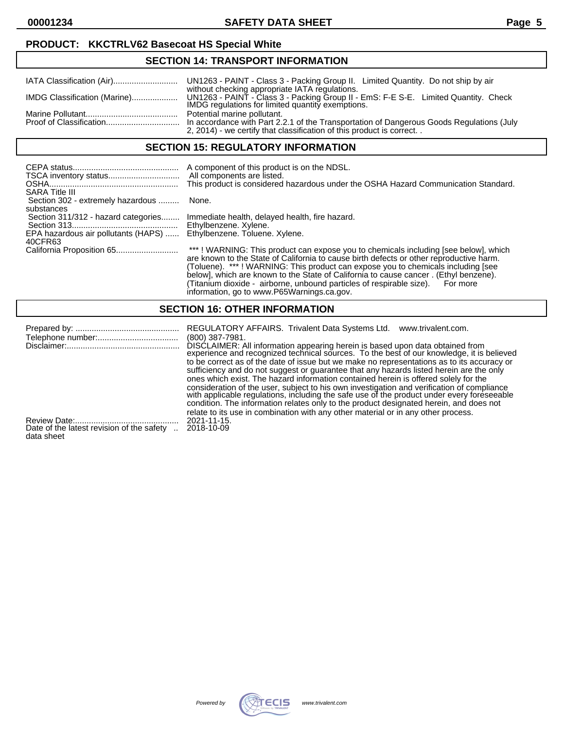**PRODUCT: KKCTRLV62 Basecoat HS Special White**

## SECTION 14: TRANSPORT INFORMATION

| | |
|---|---|
| IATA Classification (Air) | UN1263 - PAINT - Class 3 - Packing Group II. Limited Quantity. Do not ship by air without checking appropriate IATA regulations. |
| IMDG Classification (Marine) | UN1263 - PAINT - Class 3 - Packing Group II - EmS: F-E S-E. Limited Quantity. Check IMDG regulations for limited quantity exemptions. |
| Marine Pollutant | Potential marine pollutant. |
| Proof of Classification | In accordance with Part 2.2.1 of the Transportation of Dangerous Goods Regulations (July 2, 2014) - we certify that classification of this product is correct. . |

## SECTION 15: REGULATORY INFORMATION

| | |
|---|---|
| CEPA status | A component of this product is on the NDSL. |
| TSCA inventory status | All components are listed. |
| OSHA | This product is considered hazardous under the OSHA Hazard Communication Standard. |
| SARA Title III | |
| Section 302 - extremely hazardous substances | None. |
| Section 311/312 - hazard categories | Immediate health, delayed health, fire hazard. |
| Section 313 | Ethylbenzene. Xylene. |
| EPA hazardous air pollutants (HAPS) 40CFR63 | Ethylbenzene. Toluene. Xylene. |
| California Proposition 65 | *** ! WARNING: This product can expose you to chemicals including [see below], which are known to the State of California to cause birth defects or other reproductive harm. (Toluene). *** ! WARNING: This product can expose you to chemicals including [see below], which are known to the State of California to cause cancer . (Ethyl benzene). (Titanium dioxide - airborne, unbound particles of respirable size). For more information, go to www.P65Warnings.ca.gov. |

## SECTION 16: OTHER INFORMATION

| | |
|---|---|
| Prepared by: | REGULATORY AFFAIRS. Trivalent Data Systems Ltd. www.trivalent.com. |
| Telephone number: | (800) 387-7981. |
| Disclaimer: | DISCLAIMER: All information appearing herein is based upon data obtained from experience and recognized technical sources. To the best of our knowledge, it is believed to be correct as of the date of issue but we make no representations as to its accuracy or sufficiency and do not suggest or guarantee that any hazards listed herein are the only ones which exist. The hazard information contained herein is offered solely for the consideration of the user, subject to his own investigation and verification of compliance with applicable regulations, including the safe use of the product under every foreseeable condition. The information relates only to the product designated herein, and does not relate to its use in combination with any other material or in any other process. |
| Review Date: | 2021-11-15. |
| Date of the latest revision of the safety data sheet | 2018-10-09 |